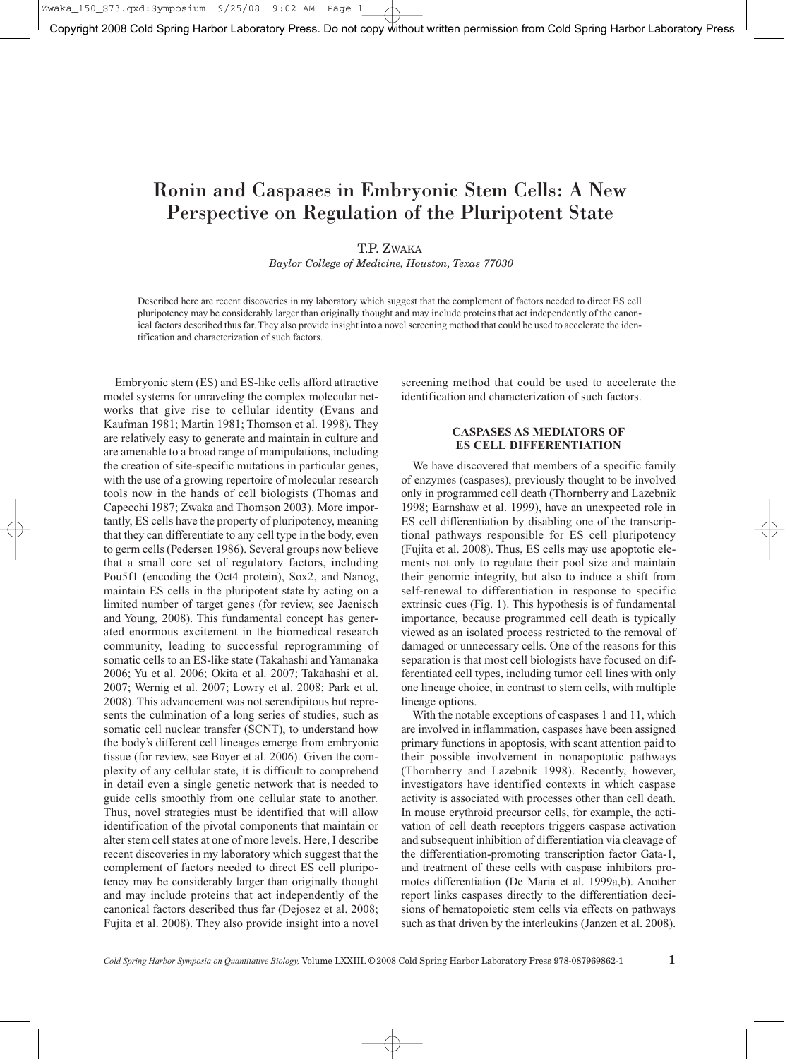# Ronin and Caspases in Embryonic Stem Cells: A New Perspective on Regulation of the Pluripotent State

T.P. Zwaka

*Baylor College of Medicine, Houston, Texas 77030*

Described here are recent discoveries in my laboratory which suggest that the complement of factors needed to direct ES cell pluripotency may be considerably larger than originally thought and may include proteins that act independently of the canonical factors described thus far. They also provide insight into a novel screening method that could be used to accelerate the identification and characterization of such factors.

Embryonic stem (ES) and ES-like cells afford attractive model systems for unraveling the complex molecular networks that give rise to cellular identity (Evans and Kaufman 1981; Martin 1981; Thomson et al. 1998). They are relatively easy to generate and maintain in culture and are amenable to a broad range of manipulations, including the creation of site-specific mutations in particular genes, with the use of a growing repertoire of molecular research tools now in the hands of cell biologists (Thomas and Capecchi 1987; Zwaka and Thomson 2003). More importantly, ES cells have the property of pluripotency, meaning that they can differentiate to any cell type in the body, even to germ cells (Pedersen 1986). Several groups now believe that a small core set of regulatory factors, including Pou5f1 (encoding the Oct4 protein), Sox2, and Nanog, maintain ES cells in the pluripotent state by acting on a limited number of target genes (for review, see Jaenisch and Young, 2008). This fundamental concept has generated enormous excitement in the biomedical research community, leading to successful reprogramming of somatic cells to an ES-like state (Takahashi and Yamanaka 2006; Yu et al. 2006; Okita et al. 2007; Takahashi et al. 2007; Wernig et al. 2007; Lowry et al. 2008; Park et al. 2008). This advancement was not serendipitous but represents the culmination of a long series of studies, such as somatic cell nuclear transfer (SCNT), to understand how the body's different cell lineages emerge from embryonic tissue (for review, see Boyer et al. 2006). Given the complexity of any cellular state, it is difficult to comprehend in detail even a single genetic network that is needed to guide cells smoothly from one cellular state to another. Thus, novel strategies must be identified that will allow identification of the pivotal components that maintain or alter stem cell states at one of more levels. Here, I describe recent discoveries in my laboratory which suggest that the complement of factors needed to direct ES cell pluripotency may be considerably larger than originally thought and may include proteins that act independently of the canonical factors described thus far (Dejosez et al. 2008; Fujita et al. 2008). They also provide insight into a novel screening method that could be used to accelerate the identification and characterization of such factors.

## CASPASES AS MEDIATORS OF ES CELL DIFFERENTIATION

We have discovered that members of a specific family of enzymes (caspases), previously thought to be involved only in programmed cell death (Thornberry and Lazebnik 1998; Earnshaw et al. 1999), have an unexpected role in ES cell differentiation by disabling one of the transcriptional pathways responsible for ES cell pluripotency (Fujita et al. 2008). Thus, ES cells may use apoptotic elements not only to regulate their pool size and maintain their genomic integrity, but also to induce a shift from self-renewal to differentiation in response to specific extrinsic cues (Fig. 1). This hypothesis is of fundamental importance, because programmed cell death is typically viewed as an isolated process restricted to the removal of damaged or unnecessary cells. One of the reasons for this separation is that most cell biologists have focused on differentiated cell types, including tumor cell lines with only one lineage choice, in contrast to stem cells, with multiple lineage options.

With the notable exceptions of caspases 1 and 11, which are involved in inflammation, caspases have been assigned primary functions in apoptosis, with scant attention paid to their possible involvement in nonapoptotic pathways (Thornberry and Lazebnik 1998). Recently, however, investigators have identified contexts in which caspase activity is associated with processes other than cell death. In mouse erythroid precursor cells, for example, the activation of cell death receptors triggers caspase activation and subsequent inhibition of differentiation via cleavage of the differentiation-promoting transcription factor Gata-1, and treatment of these cells with caspase inhibitors promotes differentiation (De Maria et al. 1999a,b). Another report links caspases directly to the differentiation decisions of hematopoietic stem cells via effects on pathways such as that driven by the interleukins (Janzen et al. 2008).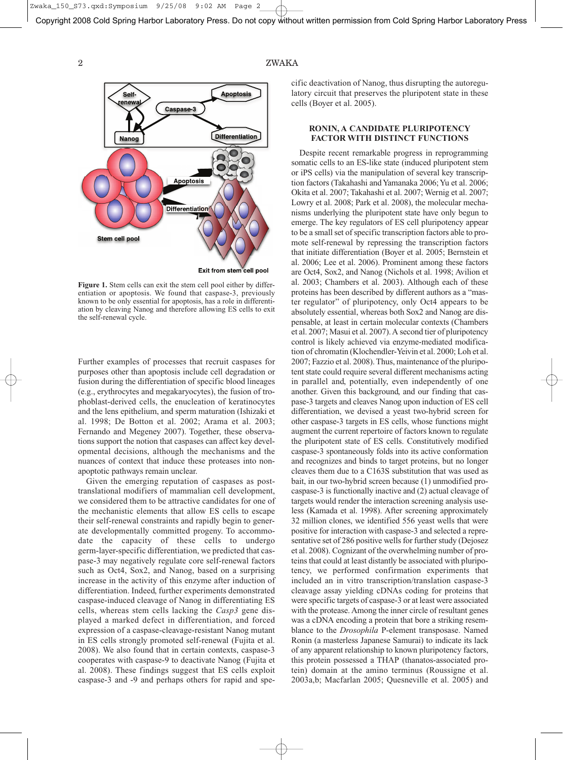**Figure 1.** Stem cells can exit the stem cell pool either by differentiation or apoptosis. We found that caspase-3, previously known to be only essential for apoptosis, has a role in differentiation by cleaving Nanog and therefore allowing ES cells to exit the self-renewal cycle.

Further examples of processes that recruit caspases for purposes other than apoptosis include cell degradation or fusion during the differentiation of specific blood lineages (e.g., erythrocytes and megakaryocytes), the fusion of trophoblast-derived cells, the enucleation of keratinocytes and the lens epithelium, and sperm maturation (Ishizaki et al. 1998; De Botton et al. 2002; Arama et al. 2003; Fernando and Megeney 2007). Together, these observations support the notion that caspases can affect key developmental decisions, although the mechanisms and the nuances of context that induce these proteases into nonapoptotic pathways remain unclear.

Given the emerging reputation of caspases as posttranslational modifiers of mammalian cell development, we considered them to be attractive candidates for one of the mechanistic elements that allow ES cells to escape their self-renewal constraints and rapidly begin to generate developmentally committed progeny. To accommodate the capacity of these cells to undergo germ-layer-specific differentiation, we predicted that caspase-3 may negatively regulate core self-renewal factors such as Oct4, Sox2, and Nanog, based on a surprising increase in the activity of this enzyme after induction of differentiation. Indeed, further experiments demonstrated caspase-induced cleavage of Nanog in differentiating ES cells, whereas stem cells lacking the *Casp3* gene displayed a marked defect in differentiation, and forced expression of a caspase-cleavage-resistant Nanog mutant in ES cells strongly promoted self-renewal (Fujita et al. 2008). We also found that in certain contexts, caspase-3 cooperates with caspase-9 to deactivate Nanog (Fujita et al. 2008). These findings suggest that ES cells exploit caspase-3 and -9 and perhaps others for rapid and specific deactivation of Nanog, thus disrupting the autoregulatory circuit that preserves the pluripotent state in these cells (Boyer et al. 2005).

## RONIN, A CANDIDATE PLURIPOTENCY FACTOR WITH DISTINCT FUNCTIONS

Despite recent remarkable progress in reprogramming somatic cells to an ES-like state (induced pluripotent stem or iPS cells) via the manipulation of several key transcription factors (Takahashi and Yamanaka 2006; Yu et al. 2006; Okita et al. 2007; Takahashi et al. 2007; Wernig et al. 2007; Lowry et al. 2008; Park et al. 2008), the molecular mechanisms underlying the pluripotent state have only begun to emerge. The key regulators of ES cell pluripotency appear to be a small set of specific transcription factors able to promote self-renewal by repressing the transcription factors that initiate differentiation (Boyer et al. 2005; Bernstein et al. 2006; Lee et al. 2006). Prominent among these factors are Oct4, Sox2, and Nanog (Nichols et al. 1998; Avilion et al. 2003; Chambers et al. 2003). Although each of these proteins has been described by different authors as a "master regulator" of pluripotency, only Oct4 appears to be absolutely essential, whereas both Sox2 and Nanog are dispensable, at least in certain molecular contexts (Chambers et al. 2007; Masui et al. 2007). A second tier of pluripotency control is likely achieved via enzyme-mediated modification of chromatin (Klochendler-Yeivin et al. 2000; Loh et al. 2007; Fazzio et al. 2008). Thus, maintenance of the pluripotent state could require several different mechanisms acting in parallel and, potentially, even independently of one another. Given this background, and our finding that caspase-3 targets and cleaves Nanog upon induction of ES cell differentiation, we devised a yeast two-hybrid screen for other caspase-3 targets in ES cells, whose functions might augment the current repertoire of factors known to regulate the pluripotent state of ES cells. Constitutively modified caspase-3 spontaneously folds into its active conformation and recognizes and binds to target proteins, but no longer cleaves them due to a C163S substitution that was used as bait, in our two-hybrid screen because (1) unmodified procaspase-3 is functionally inactive and (2) actual cleavage of targets would render the interaction screening analysis useless (Kamada et al. 1998). After screening approximately 32 million clones, we identified 556 yeast wells that were positive for interaction with caspase-3 and selected a representative set of 286 positive wells for further study (Dejosez et al. 2008). Cognizant of the overwhelming number of proteins that could at least distantly be associated with pluripotency, we performed confirmation experiments that included an in vitro transcription/translation caspase-3 cleavage assay yielding cDNAs coding for proteins that were specific targets of caspase-3 or at least were associated with the protease. Among the inner circle of resultant genes was a cDNA encoding a protein that bore a striking resemblance to the *Drosophila* P-element transposase. Named Ronin (a masterless Japanese Samurai) to indicate its lack of any apparent relationship to known pluripotency factors, this protein possessed a THAP (thanatos-associated protein) domain at the amino terminus (Roussigne et al. 2003a,b; Macfarlan 2005; Quesneville et al. 2005) and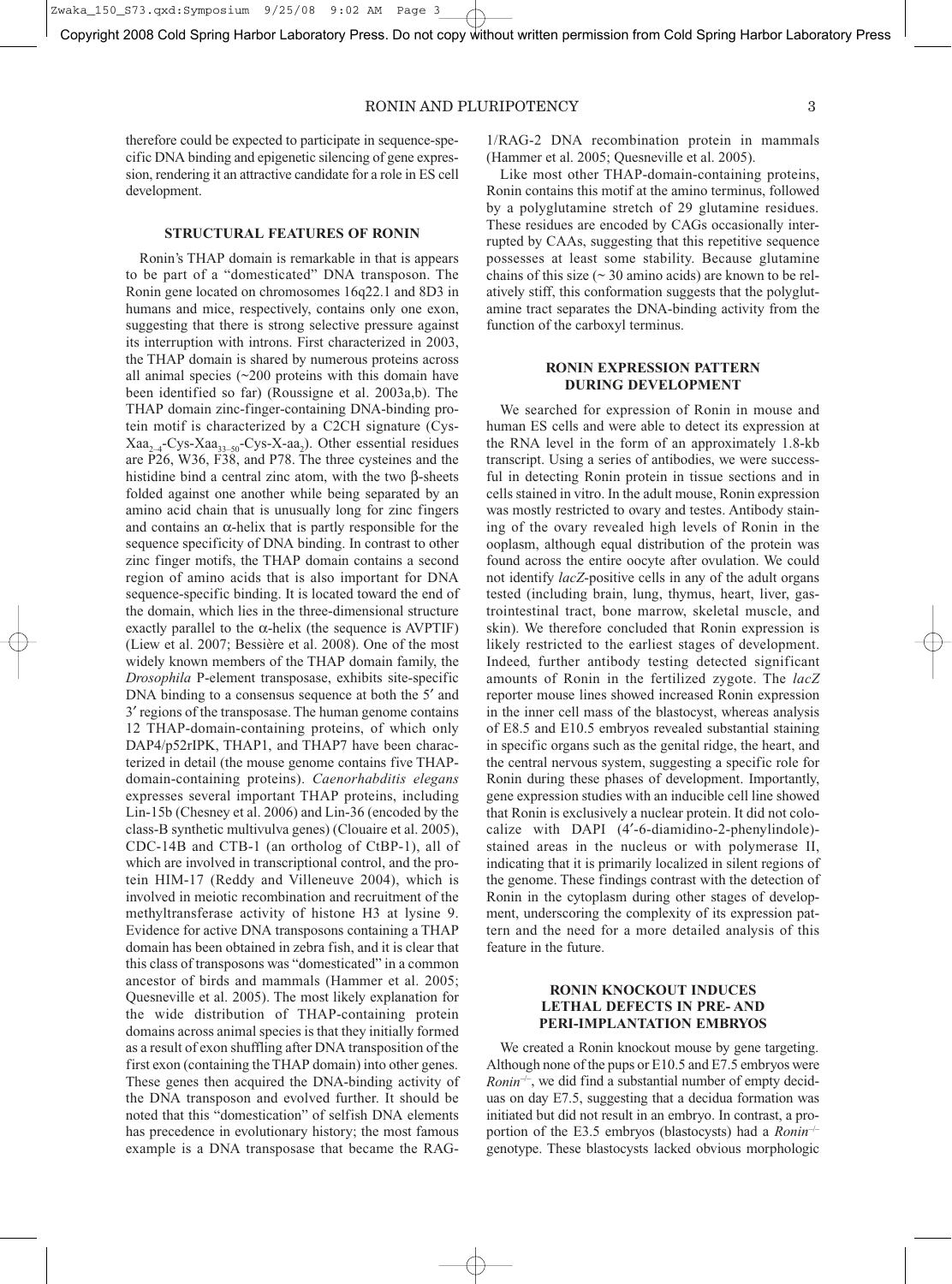therefore could be expected to participate in sequence-specific DNA binding and epigenetic silencing of gene expression, rendering it an attractive candidate for a role in ES cell development.

## STRUCTURAL FEATURES OF RONIN

Ronin's THAP domain is remarkable in that is appears to be part of a "domesticated" DNA transposon. The Ronin gene located on chromosomes 16q22.1 and 8D3 in humans and mice, respectively, contains only one exon, suggesting that there is strong selective pressure against its interruption with introns. First characterized in 2003, the THAP domain is shared by numerous proteins across all animal species (~200 proteins with this domain have been identified so far) (Roussigne et al. 2003a,b). The THAP domain zinc-finger-containing DNA-binding protein motif is characterized by a C2CH signature (Cys-$Xaa_{2-4}$-Cys-$Xaa_{33-50}$-Cys-X-$aa_2$). Other essential residues are P26, W36, F38, and P78. The three cysteines and the histidine bind a central zinc atom, with the two β-sheets folded against one another while being separated by an amino acid chain that is unusually long for zinc fingers and contains an α-helix that is partly responsible for the sequence specificity of DNA binding. In contrast to other zinc finger motifs, the THAP domain contains a second region of amino acids that is also important for DNA sequence-specific binding. It is located toward the end of the domain, which lies in the three-dimensional structure exactly parallel to the α-helix (the sequence is AVPTIF) (Liew et al. 2007; Bessière et al. 2008). One of the most widely known members of the THAP domain family, the *Drosophila* P-element transposase, exhibits site-specific DNA binding to a consensus sequence at both the 5′ and 3′ regions of the transposase. The human genome contains 12 THAP-domain-containing proteins, of which only DAP4/p52rIPK, THAP1, and THAP7 have been characterized in detail (the mouse genome contains five THAP-domain-containing proteins). *Caenorhabditis elegans* expresses several important THAP proteins, including Lin-15b (Chesney et al. 2006) and Lin-36 (encoded by the class-B synthetic multivulva genes) (Clouaire et al. 2005), CDC-14B and CTB-1 (an ortholog of CtBP-1), all of which are involved in transcriptional control, and the protein HIM-17 (Reddy and Villeneuve 2004), which is involved in meiotic recombination and recruitment of the methyltransferase activity of histone H3 at lysine 9. Evidence for active DNA transposons containing a THAP domain has been obtained in zebra fish, and it is clear that this class of transposons was "domesticated" in a common ancestor of birds and mammals (Hammer et al. 2005; Quesneville et al. 2005). The most likely explanation for the wide distribution of THAP-containing protein domains across animal species is that they initially formed as a result of exon shuffling after DNA transposition of the first exon (containing the THAP domain) into other genes. These genes then acquired the DNA-binding activity of the DNA transposon and evolved further. It should be noted that this "domestication" of selfish DNA elements has precedence in evolutionary history; the most famous example is a DNA transposase that became the RAG-1/RAG-2 DNA recombination protein in mammals (Hammer et al. 2005; Quesneville et al. 2005).

Like most other THAP-domain-containing proteins, Ronin contains this motif at the amino terminus, followed by a polyglutamine stretch of 29 glutamine residues. These residues are encoded by CAGs occasionally interrupted by CAAs, suggesting that this repetitive sequence possesses at least some stability. Because glutamine chains of this size (~ 30 amino acids) are known to be relatively stiff, this conformation suggests that the polyglutamine tract separates the DNA-binding activity from the function of the carboxyl terminus.

## RONIN EXPRESSION PATTERN DURING DEVELOPMENT

We searched for expression of Ronin in mouse and human ES cells and were able to detect its expression at the RNA level in the form of an approximately 1.8-kb transcript. Using a series of antibodies, we were successful in detecting Ronin protein in tissue sections and in cells stained in vitro. In the adult mouse, Ronin expression was mostly restricted to ovary and testes. Antibody staining of the ovary revealed high levels of Ronin in the ooplasm, although equal distribution of the protein was found across the entire oocyte after ovulation. We could not identify *lacZ*-positive cells in any of the adult organs tested (including brain, lung, thymus, heart, liver, gastrointestinal tract, bone marrow, skeletal muscle, and skin). We therefore concluded that Ronin expression is likely restricted to the earliest stages of development. Indeed, further antibody testing detected significant amounts of Ronin in the fertilized zygote. The *lacZ* reporter mouse lines showed increased Ronin expression in the inner cell mass of the blastocyst, whereas analysis of E8.5 and E10.5 embryos revealed substantial staining in specific organs such as the genital ridge, the heart, and the central nervous system, suggesting a specific role for Ronin during these phases of development. Importantly, gene expression studies with an inducible cell line showed that Ronin is exclusively a nuclear protein. It did not colocalize with DAPI (4′-6-diamidino-2-phenylindole)-stained areas in the nucleus or with polymerase II, indicating that it is primarily localized in silent regions of the genome. These findings contrast with the detection of Ronin in the cytoplasm during other stages of development, underscoring the complexity of its expression pattern and the need for a more detailed analysis of this feature in the future.

## RONIN KNOCKOUT INDUCES LETHAL DEFECTS IN PRE- AND PERI-IMPLANTATION EMBRYOS

We created a Ronin knockout mouse by gene targeting. Although none of the pups or E10.5 and E7.5 embryos were *Ronin*$^{-/-}$, we did find a substantial number of empty deciduas on day E7.5, suggesting that a decidua formation was initiated but did not result in an embryo. In contrast, a proportion of the E3.5 embryos (blastocysts) had a *Ronin*$^{-/-}$ genotype. These blastocysts lacked obvious morphologic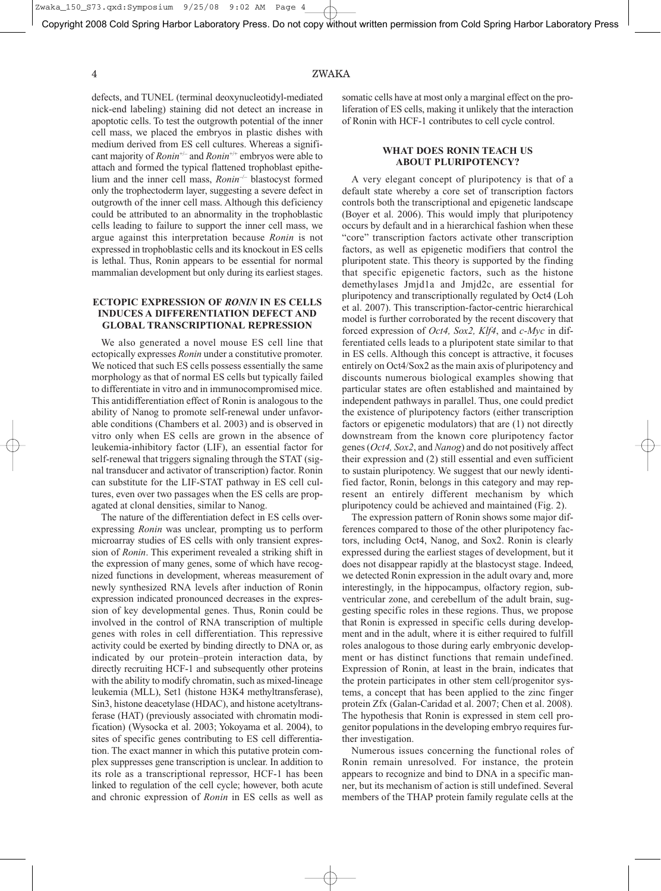defects, and TUNEL (terminal deoxynucleotidyl-mediated nick-end labeling) staining did not detect an increase in apoptotic cells. To test the outgrowth potential of the inner cell mass, we placed the embryos in plastic dishes with medium derived from ES cell cultures. Whereas a significant majority of *Ronin*$^{+/-}$ and *Ronin*$^{+/+}$ embryos were able to attach and formed the typical flattened trophoblast epithelium and the inner cell mass, *Ronin*$^{-/-}$ blastocyst formed only the trophectoderm layer, suggesting a severe defect in outgrowth of the inner cell mass. Although this deficiency could be attributed to an abnormality in the trophoblastic cells leading to failure to support the inner cell mass, we argue against this interpretation because *Ronin* is not expressed in trophoblastic cells and its knockout in ES cells is lethal. Thus, Ronin appears to be essential for normal mammalian development but only during its earliest stages.

## ECTOPIC EXPRESSION OF *RONIN* IN ES CELLS INDUCES A DIFFERENTIATION DEFECT AND GLOBAL TRANSCRIPTIONAL REPRESSION

We also generated a novel mouse ES cell line that ectopically expresses *Ronin* under a constitutive promoter. We noticed that such ES cells possess essentially the same morphology as that of normal ES cells but typically failed to differentiate in vitro and in immunocompromised mice. This antidifferentiation effect of Ronin is analogous to the ability of Nanog to promote self-renewal under unfavorable conditions (Chambers et al. 2003) and is observed in vitro only when ES cells are grown in the absence of leukemia-inhibitory factor (LIF), an essential factor for self-renewal that triggers signaling through the STAT (signal transducer and activator of transcription) factor. Ronin can substitute for the LIF-STAT pathway in ES cell cultures, even over two passages when the ES cells are propagated at clonal densities, similar to Nanog.

The nature of the differentiation defect in ES cells overexpressing *Ronin* was unclear, prompting us to perform microarray studies of ES cells with only transient expression of *Ronin*. This experiment revealed a striking shift in the expression of many genes, some of which have recognized functions in development, whereas measurement of newly synthesized RNA levels after induction of Ronin expression indicated pronounced decreases in the expression of key developmental genes. Thus, Ronin could be involved in the control of RNA transcription of multiple genes with roles in cell differentiation. This repressive activity could be exerted by binding directly to DNA or, as indicated by our protein–protein interaction data, by directly recruiting HCF-1 and subsequently other proteins with the ability to modify chromatin, such as mixed-lineage leukemia (MLL), Set1 (histone H3K4 methyltransferase), Sin3, histone deacetylase (HDAC), and histone acetyltransferase (HAT) (previously associated with chromatin modification) (Wysocka et al. 2003; Yokoyama et al. 2004), to sites of specific genes contributing to ES cell differentiation. The exact manner in which this putative protein complex suppresses gene transcription is unclear. In addition to its role as a transcriptional repressor, HCF-1 has been linked to regulation of the cell cycle; however, both acute and chronic expression of *Ronin* in ES cells as well as somatic cells have at most only a marginal effect on the proliferation of ES cells, making it unlikely that the interaction of Ronin with HCF-1 contributes to cell cycle control.

## WHAT DOES RONIN TEACH US ABOUT PLURIPOTENCY?

A very elegant concept of pluripotency is that of a default state whereby a core set of transcription factors controls both the transcriptional and epigenetic landscape (Boyer et al. 2006). This would imply that pluripotency occurs by default and in a hierarchical fashion when these "core" transcription factors activate other transcription factors, as well as epigenetic modifiers that control the pluripotent state. This theory is supported by the finding that specific epigenetic factors, such as the histone demethylases Jmjd1a and Jmjd2c, are essential for pluripotency and transcriptionally regulated by Oct4 (Loh et al. 2007). This transcription-factor-centric hierarchical model is further corroborated by the recent discovery that forced expression of *Oct4, Sox2, Klf4*, and *c-Myc* in differentiated cells leads to a pluripotent state similar to that in ES cells. Although this concept is attractive, it focuses entirely on Oct4/Sox2 as the main axis of pluripotency and discounts numerous biological examples showing that particular states are often established and maintained by independent pathways in parallel. Thus, one could predict the existence of pluripotency factors (either transcription factors or epigenetic modulators) that are (1) not directly downstream from the known core pluripotency factor genes (*Oct4, Sox2*, and *Nanog*) and do not positively affect their expression and (2) still essential and even sufficient to sustain pluripotency. We suggest that our newly identified factor, Ronin, belongs in this category and may represent an entirely different mechanism by which pluripotency could be achieved and maintained (Fig. 2).

The expression pattern of Ronin shows some major differences compared to those of the other pluripotency factors, including Oct4, Nanog, and Sox2. Ronin is clearly expressed during the earliest stages of development, but it does not disappear rapidly at the blastocyst stage. Indeed, we detected Ronin expression in the adult ovary and, more interestingly, in the hippocampus, olfactory region, subventricular zone, and cerebellum of the adult brain, suggesting specific roles in these regions. Thus, we propose that Ronin is expressed in specific cells during development and in the adult, where it is either required to fulfill roles analogous to those during early embryonic development or has distinct functions that remain undefined. Expression of Ronin, at least in the brain, indicates that the protein participates in other stem cell/progenitor systems, a concept that has been applied to the zinc finger protein Zfx (Galan-Caridad et al. 2007; Chen et al. 2008). The hypothesis that Ronin is expressed in stem cell progenitor populations in the developing embryo requires further investigation.

Numerous issues concerning the functional roles of Ronin remain unresolved. For instance, the protein appears to recognize and bind to DNA in a specific manner, but its mechanism of action is still undefined. Several members of the THAP protein family regulate cells at the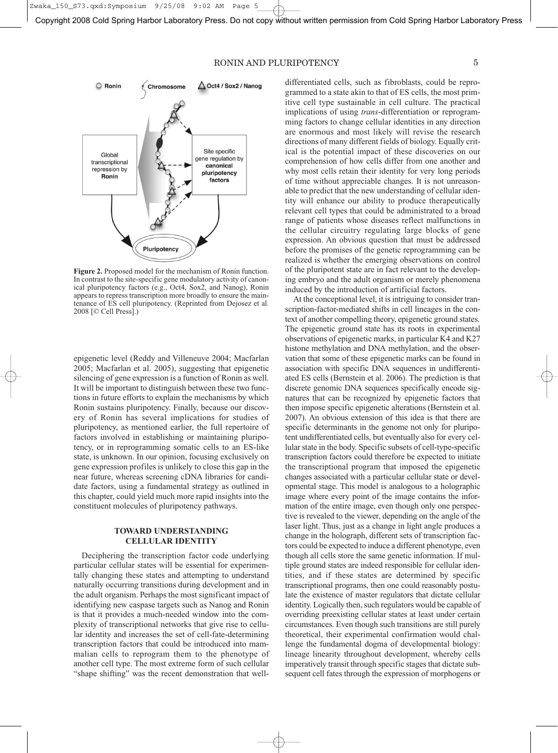**Figure 2.** Proposed model for the mechanism of Ronin function. In contrast to the site-specific gene modulatory activity of canonical pluripotency factors (e.g., Oct4, Sox2, and Nanog), Ronin appears to repress transcription more broadly to ensure the maintenance of ES cell pluripotency. (Reprinted from Dejosez et al. 2008 [© Cell Press].)

epigenetic level (Reddy and Villeneuve 2004; Macfarlan 2005; Macfarlan et al. 2005), suggesting that epigenetic silencing of gene expression is a function of Ronin as well. It will be important to distinguish between these two functions in future efforts to explain the mechanisms by which Ronin sustains pluripotency. Finally, because our discovery of Ronin has several implications for studies of pluripotency, as mentioned earlier, the full repertoire of factors involved in establishing or maintaining pluripotency, or in reprogramming somatic cells to an ES-like state, is unknown. In our opinion, focusing exclusively on gene expression profiles is unlikely to close this gap in the near future, whereas screening cDNA libraries for candidate factors, using a fundamental strategy as outlined in this chapter, could yield much more rapid insights into the constituent molecules of pluripotency pathways.

## TOWARD UNDERSTANDING CELLULAR IDENTITY

Deciphering the transcription factor code underlying particular cellular states will be essential for experimentally changing these states and attempting to understand naturally occurring transitions during development and in the adult organism. Perhaps the most significant impact of identifying new caspase targets such as Nanog and Ronin is that it provides a much-needed window into the complexity of transcriptional networks that give rise to cellular identity and increases the set of cell-fate-determining transcription factors that could be introduced into mammalian cells to reprogram them to the phenotype of another cell type. The most extreme form of such cellular "shape shifting" was the recent demonstration that well-differentiated cells, such as fibroblasts, could be reprogrammed to a state akin to that of ES cells, the most primitive cell type sustainable in cell culture. The practical implications of using *trans*-differentiation or reprogramming factors to change cellular identities in any direction are enormous and most likely will revise the research directions of many different fields of biology. Equally critical is the potential impact of these discoveries on our comprehension of how cells differ from one another and why most cells retain their identity for very long periods of time without appreciable changes. It is not unreasonable to predict that the new understanding of cellular identity will enhance our ability to produce therapeutically relevant cell types that could be administrated to a broad range of patients whose diseases reflect malfunctions in the cellular circuitry regulating large blocks of gene expression. An obvious question that must be addressed before the promises of the genetic reprogramming can be realized is whether the emerging observations on control of the pluripotent state are in fact relevant to the developing embryo and the adult organism or merely phenomena induced by the introduction of artificial factors.

At the conceptional level, it is intriguing to consider transcription-factor-mediated shifts in cell lineages in the context of another compelling theory, epigenetic ground states. The epigenetic ground state has its roots in experimental observations of epigenetic marks, in particular K4 and K27 histone methylation and DNA methylation, and the observation that some of these epigenetic marks can be found in association with specific DNA sequences in undifferentiated ES cells (Bernstein et al. 2006). The prediction is that discrete genomic DNA sequences specifically encode signatures that can be recognized by epigenetic factors that then impose specific epigenetic alterations (Bernstein et al. 2007). An obvious extension of this idea is that there are specific determinants in the genome not only for pluripotent undifferentiated cells, but eventually also for every cellular state in the body. Specific subsets of cell-type-specific transcription factors could therefore be expected to initiate the transcriptional program that imposed the epigenetic changes associated with a particular cellular state or developmental stage. This model is analogous to a holographic image where every point of the image contains the information of the entire image, even though only one perspective is revealed to the viewer, depending on the angle of the laser light. Thus, just as a change in light angle produces a change in the holograph, different sets of transcription factors could be expected to induce a different phenotype, even though all cells store the same genetic information. If multiple ground states are indeed responsible for cellular identities, and if these states are determined by specific transcriptional programs, then one could reasonably postulate the existence of master regulators that dictate cellular identity. Logically then, such regulators would be capable of overriding preexisting cellular states at least under certain circumstances. Even though such transitions are still purely theoretical, their experimental confirmation would challenge the fundamental dogma of developmental biology: lineage linearity throughout development, whereby cells imperatively transit through specific stages that dictate subsequent cell fates through the expression of morphogens or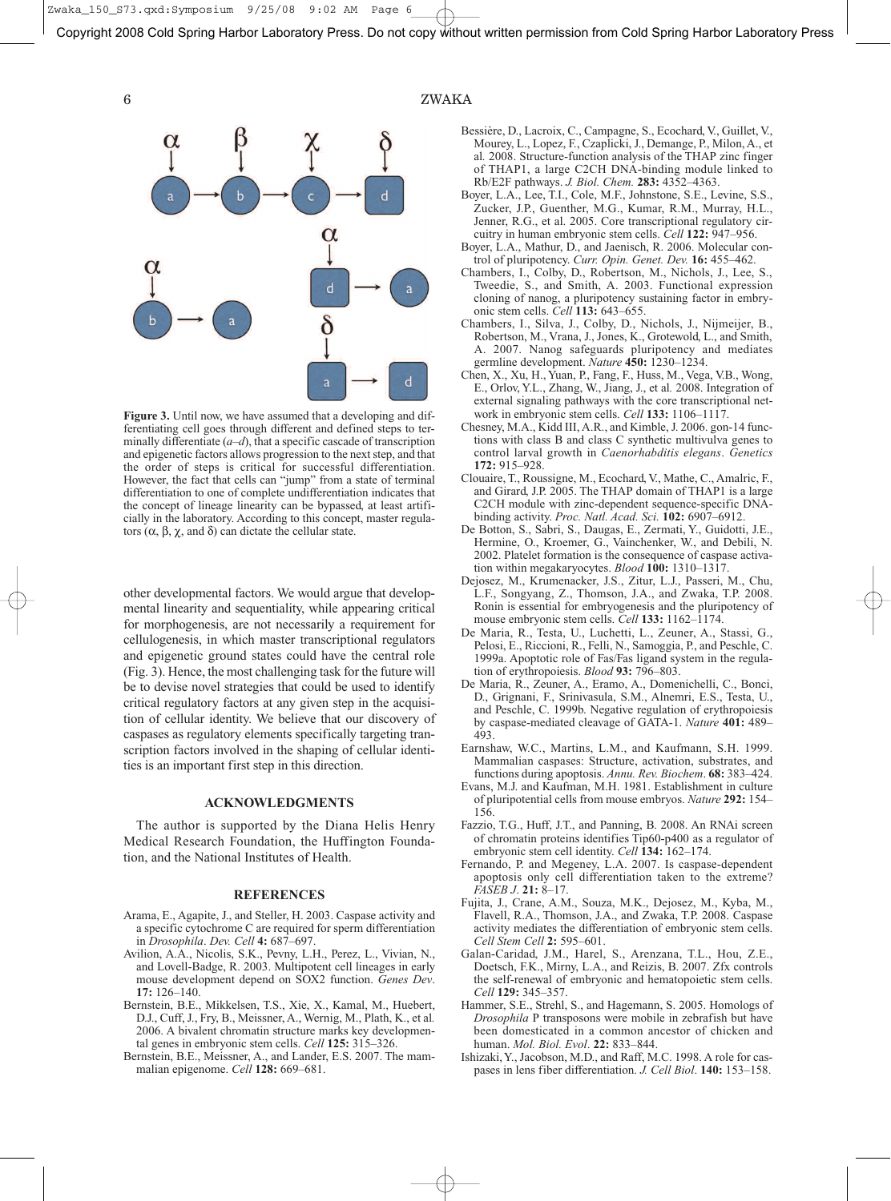**Figure 3.** Until now, we have assumed that a developing and differentiating cell goes through different and defined steps to terminally differentiate (*a–d*), that a specific cascade of transcription and epigenetic factors allows progression to the next step, and that the order of steps is critical for successful differentiation. However, the fact that cells can "jump" from a state of terminal differentiation to one of complete undifferentiation indicates that the concept of lineage linearity can be bypassed, at least artificially in the laboratory. According to this concept, master regulators ($\alpha$, $\beta$, $\chi$, and $\delta$) can dictate the cellular state.

other developmental factors. We would argue that developmental linearity and sequentiality, while appearing critical for morphogenesis, are not necessarily a requirement for cellulogenesis, in which master transcriptional regulators and epigenetic ground states could have the central role (Fig. 3). Hence, the most challenging task for the future will be to devise novel strategies that could be used to identify critical regulatory factors at any given step in the acquisition of cellular identity. We believe that our discovery of caspases as regulatory elements specifically targeting transcription factors involved in the shaping of cellular identities is an important first step in this direction.

## ACKNOWLEDGMENTS

The author is supported by the Diana Helis Henry Medical Research Foundation, the Huffington Foundation, and the National Institutes of Health.

## REFERENCES

Arama, E., Agapite, J., and Steller, H. 2003. Caspase activity and a specific cytochrome C are required for sperm differentiation in *Drosophila*. *Dev. Cell* **4:** 687–697.

Avilion, A.A., Nicolis, S.K., Pevny, L.H., Perez, L., Vivian, N., and Lovell-Badge, R. 2003. Multipotent cell lineages in early mouse development depend on SOX2 function. *Genes Dev*. **17:** 126–140.

Bernstein, B.E., Mikkelsen, T.S., Xie, X., Kamal, M., Huebert, D.J., Cuff, J., Fry, B., Meissner, A., Wernig, M., Plath, K., et al. 2006. A bivalent chromatin structure marks key developmental genes in embryonic stem cells. *Cell* **125:** 315–326.

Bernstein, B.E., Meissner, A., and Lander, E.S. 2007. The mammalian epigenome. *Cell* **128:** 669–681.

Bessière, D., Lacroix, C., Campagne, S., Ecochard, V., Guillet, V., Mourey, L., Lopez, F., Czaplicki, J., Demange, P., Milon, A., et al. 2008. Structure-function analysis of the THAP zinc finger of THAP1, a large C2CH DNA-binding module linked to Rb/E2F pathways. *J. Biol. Chem.* **283:** 4352–4363.

Boyer, L.A., Lee, T.I., Cole, M.F., Johnstone, S.E., Levine, S.S., Zucker, J.P., Guenther, M.G., Kumar, R.M., Murray, H.L., Jenner, R.G., et al. 2005. Core transcriptional regulatory circuitry in human embryonic stem cells. *Cell* **122:** 947–956.

Boyer, L.A., Mathur, D., and Jaenisch, R. 2006. Molecular control of pluripotency. *Curr. Opin. Genet. Dev.* **16:** 455–462.

Chambers, I., Colby, D., Robertson, M., Nichols, J., Lee, S., Tweedie, S., and Smith, A. 2003. Functional expression cloning of nanog, a pluripotency sustaining factor in embryonic stem cells. *Cell* **113:** 643–655.

Chambers, I., Silva, J., Colby, D., Nichols, J., Nijmeijer, B., Robertson, M., Vrana, J., Jones, K., Grotewold, L., and Smith, A. 2007. Nanog safeguards pluripotency and mediates germline development. *Nature* **450:** 1230–1234.

Chen, X., Xu, H., Yuan, P., Fang, F., Huss, M., Vega, V.B., Wong, E., Orlov, Y.L., Zhang, W., Jiang, J., et al. 2008. Integration of external signaling pathways with the core transcriptional network in embryonic stem cells. *Cell* **133:** 1106–1117.

Chesney, M.A., Kidd III, A.R., and Kimble, J. 2006. gon-14 functions with class B and class C synthetic multivulva genes to control larval growth in *Caenorhabditis elegans*. *Genetics* **172:** 915–928.

Clouaire, T., Roussigne, M., Ecochard, V., Mathe, C., Amalric, F., and Girard, J.P. 2005. The THAP domain of THAP1 is a large C2CH module with zinc-dependent sequence-specific DNA-binding activity. *Proc. Natl. Acad. Sci.* **102:** 6907–6912.

De Botton, S., Sabri, S., Daugas, E., Zermati, Y., Guidotti, J.E., Hermine, O., Kroemer, G., Vainchenker, W., and Debili, N. 2002. Platelet formation is the consequence of caspase activation within megakaryocytes. *Blood* **100:** 1310–1317.

Dejosez, M., Krumenacker, J.S., Zitur, L.J., Passeri, M., Chu, L.F., Songyang, Z., Thomson, J.A., and Zwaka, T.P. 2008. Ronin is essential for embryogenesis and the pluripotency of mouse embryonic stem cells. *Cell* **133:** 1162–1174.

De Maria, R., Testa, U., Luchetti, L., Zeuner, A., Stassi, G., Pelosi, E., Riccioni, R., Felli, N., Samoggia, P., and Peschle, C. 1999a. Apoptotic role of Fas/Fas ligand system in the regulation of erythropoiesis. *Blood* **93:** 796–803.

De Maria, R., Zeuner, A., Eramo, A., Domenichelli, C., Bonci, D., Grignani, F., Srinivasula, S.M., Alnemri, E.S., Testa, U., and Peschle, C. 1999b. Negative regulation of erythropoiesis by caspase-mediated cleavage of GATA-1. *Nature* **401:** 489–493.

Earnshaw, W.C., Martins, L.M., and Kaufmann, S.H. 1999. Mammalian caspases: Structure, activation, substrates, and functions during apoptosis. *Annu. Rev. Biochem*. **68:** 383–424.

Evans, M.J. and Kaufman, M.H. 1981. Establishment in culture of pluripotential cells from mouse embryos. *Nature* **292:** 154–156.

Fazzio, T.G., Huff, J.T., and Panning, B. 2008. An RNAi screen of chromatin proteins identifies Tip60-p400 as a regulator of embryonic stem cell identity. *Cell* **134:** 162–174.

Fernando, P. and Megeney, L.A. 2007. Is caspase-dependent apoptosis only cell differentiation taken to the extreme? *FASEB J*. **21:** 8–17.

Fujita, J., Crane, A.M., Souza, M.K., Dejosez, M., Kyba, M., Flavell, R.A., Thomson, J.A., and Zwaka, T.P. 2008. Caspase activity mediates the differentiation of embryonic stem cells. *Cell Stem Cell* **2:** 595–601.

Galan-Caridad, J.M., Harel, S., Arenzana, T.L., Hou, Z.E., Doetsch, F.K., Mirny, L.A., and Reizis, B. 2007. Zfx controls the self-renewal of embryonic and hematopoietic stem cells. *Cell* **129:** 345–357.

Hammer, S.E., Strehl, S., and Hagemann, S. 2005. Homologs of *Drosophila* P transposons were mobile in zebrafish but have been domesticated in a common ancestor of chicken and human. *Mol. Biol. Evol*. **22:** 833–844.

Ishizaki, Y., Jacobson, M.D., and Raff, M.C. 1998. A role for caspases in lens fiber differentiation. *J. Cell Biol*. **140:** 153–158.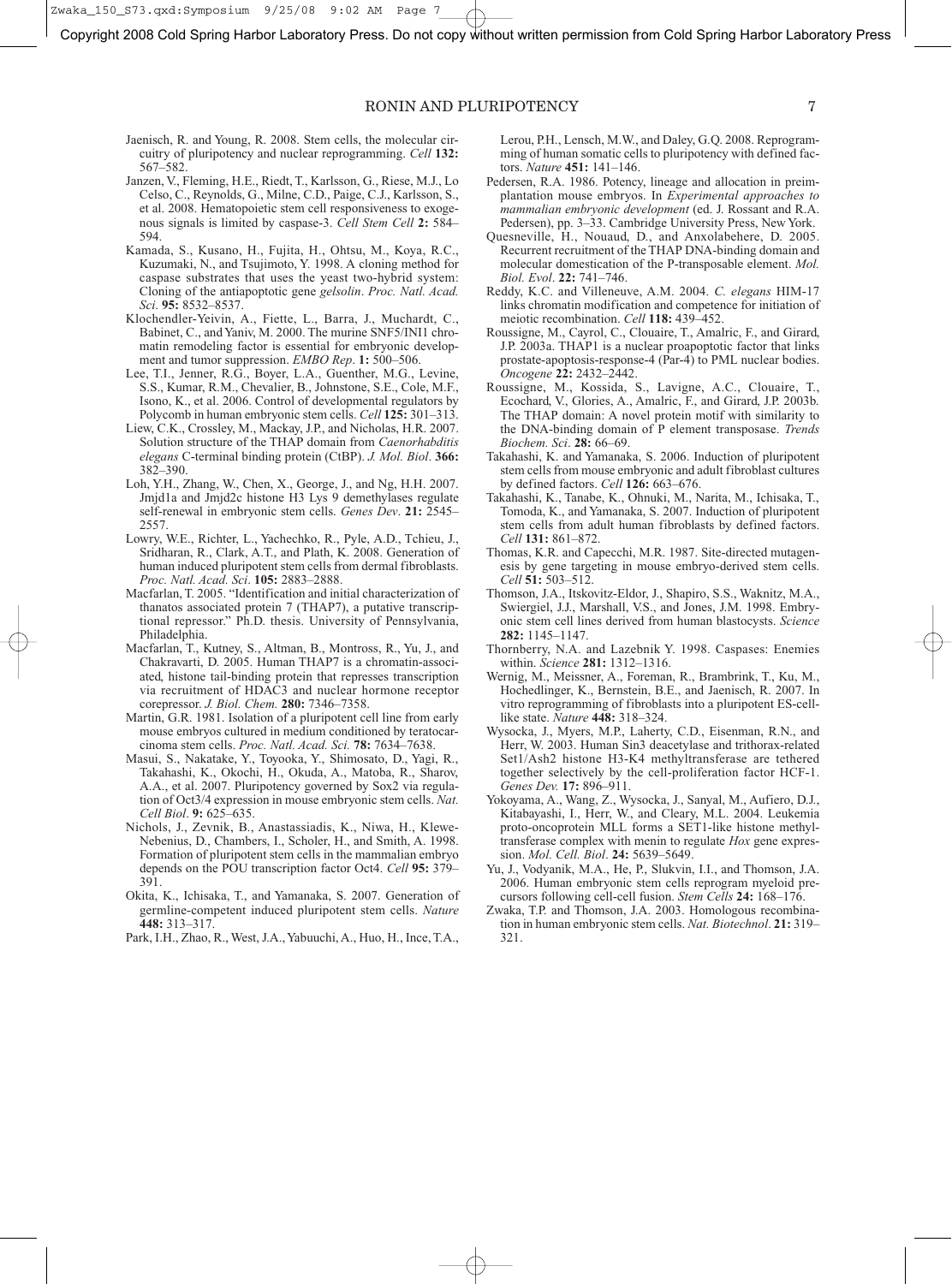Jaenisch, R. and Young, R. 2008. Stem cells, the molecular circuitry of pluripotency and nuclear reprogramming. *Cell* **132:** 567–582.

Janzen, V., Fleming, H.E., Riedt, T., Karlsson, G., Riese, M.J., Lo Celso, C., Reynolds, G., Milne, C.D., Paige, C.J., Karlsson, S., et al. 2008. Hematopoietic stem cell responsiveness to exogenous signals is limited by caspase-3. *Cell Stem Cell* **2:** 584–594.

Kamada, S., Kusano, H., Fujita, H., Ohtsu, M., Koya, R.C., Kuzumaki, N., and Tsujimoto, Y. 1998. A cloning method for caspase substrates that uses the yeast two-hybrid system: Cloning of the antiapoptotic gene *gelsolin*. *Proc. Natl. Acad. Sci.* **95:** 8532–8537.

Klochendler-Yeivin, A., Fiette, L., Barra, J., Muchardt, C., Babinet, C., and Yaniv, M. 2000. The murine SNF5/INI1 chromatin remodeling factor is essential for embryonic development and tumor suppression. *EMBO Rep*. **1:** 500–506.

Lee, T.I., Jenner, R.G., Boyer, L.A., Guenther, M.G., Levine, S.S., Kumar, R.M., Chevalier, B., Johnstone, S.E., Cole, M.F., Isono, K., et al. 2006. Control of developmental regulators by Polycomb in human embryonic stem cells. *Cell* **125:** 301–313.

Liew, C.K., Crossley, M., Mackay, J.P., and Nicholas, H.R. 2007. Solution structure of the THAP domain from *Caenorhabditis elegans* C-terminal binding protein (CtBP). *J. Mol. Biol*. **366:** 382–390.

Loh, Y.H., Zhang, W., Chen, X., George, J., and Ng, H.H. 2007. Jmjd1a and Jmjd2c histone H3 Lys 9 demethylases regulate self-renewal in embryonic stem cells. *Genes Dev*. **21:** 2545–2557.

Lowry, W.E., Richter, L., Yachechko, R., Pyle, A.D., Tchieu, J., Sridharan, R., Clark, A.T., and Plath, K. 2008. Generation of human induced pluripotent stem cells from dermal fibroblasts. *Proc. Natl. Acad. Sci*. **105:** 2883–2888.

Macfarlan, T. 2005. "Identification and initial characterization of thanatos associated protein 7 (THAP7), a putative transcriptional repressor." Ph.D. thesis. University of Pennsylvania, Philadelphia.

Macfarlan, T., Kutney, S., Altman, B., Montross, R., Yu, J., and Chakravarti, D. 2005. Human THAP7 is a chromatin-associated, histone tail-binding protein that represses transcription via recruitment of HDAC3 and nuclear hormone receptor corepressor. *J. Biol. Chem.* **280:** 7346–7358.

Martin, G.R. 1981. Isolation of a pluripotent cell line from early mouse embryos cultured in medium conditioned by teratocarcinoma stem cells. *Proc. Natl. Acad. Sci.* **78:** 7634–7638.

Masui, S., Nakatake, Y., Toyooka, Y., Shimosato, D., Yagi, R., Takahashi, K., Okochi, H., Okuda, A., Matoba, R., Sharov, A.A., et al. 2007. Pluripotency governed by Sox2 via regulation of Oct3/4 expression in mouse embryonic stem cells. *Nat. Cell Biol*. **9:** 625–635.

Nichols, J., Zevnik, B., Anastassiadis, K., Niwa, H., Klewe-Nebenius, D., Chambers, I., Scholer, H., and Smith, A. 1998. Formation of pluripotent stem cells in the mammalian embryo depends on the POU transcription factor Oct4. *Cell* **95:** 379–391.

Okita, K., Ichisaka, T., and Yamanaka, S. 2007. Generation of germline-competent induced pluripotent stem cells. *Nature* **448:** 313–317.

Park, I.H., Zhao, R., West, J.A., Yabuuchi, A., Huo, H., Ince, T.A., Lerou, P.H., Lensch, M.W., and Daley, G.Q. 2008. Reprogramming of human somatic cells to pluripotency with defined factors. *Nature* **451:** 141–146.

Pedersen, R.A. 1986. Potency, lineage and allocation in preimplantation mouse embryos. In *Experimental approaches to mammalian embryonic development* (ed. J. Rossant and R.A. Pedersen), pp. 3–33. Cambridge University Press, New York.

Quesneville, H., Nouaud, D., and Anxolabehere, D. 2005. Recurrent recruitment of the THAP DNA-binding domain and molecular domestication of the P-transposable element. *Mol. Biol. Evol*. **22:** 741–746.

Reddy, K.C. and Villeneuve, A.M. 2004. *C. elegans* HIM-17 links chromatin modification and competence for initiation of meiotic recombination. *Cell* **118:** 439–452.

Roussigne, M., Cayrol, C., Clouaire, T., Amalric, F., and Girard, J.P. 2003a. THAP1 is a nuclear proapoptotic factor that links prostate-apoptosis-response-4 (Par-4) to PML nuclear bodies. *Oncogene* **22:** 2432–2442.

Roussigne, M., Kossida, S., Lavigne, A.C., Clouaire, T., Ecochard, V., Glories, A., Amalric, F., and Girard, J.P. 2003b. The THAP domain: A novel protein motif with similarity to the DNA-binding domain of P element transposase. *Trends Biochem. Sci*. **28:** 66–69.

Takahashi, K. and Yamanaka, S. 2006. Induction of pluripotent stem cells from mouse embryonic and adult fibroblast cultures by defined factors. *Cell* **126:** 663–676.

Takahashi, K., Tanabe, K., Ohnuki, M., Narita, M., Ichisaka, T., Tomoda, K., and Yamanaka, S. 2007. Induction of pluripotent stem cells from adult human fibroblasts by defined factors. *Cell* **131:** 861–872.

Thomas, K.R. and Capecchi, M.R. 1987. Site-directed mutagenesis by gene targeting in mouse embryo-derived stem cells. *Cell* **51:** 503–512.

Thomson, J.A., Itskovitz-Eldor, J., Shapiro, S.S., Waknitz, M.A., Swiergiel, J.J., Marshall, V.S., and Jones, J.M. 1998. Embryonic stem cell lines derived from human blastocysts. *Science* **282:** 1145–1147.

Thornberry, N.A. and Lazebnik Y. 1998. Caspases: Enemies within. *Science* **281:** 1312–1316.

Wernig, M., Meissner, A., Foreman, R., Brambrink, T., Ku, M., Hochedlinger, K., Bernstein, B.E., and Jaenisch, R. 2007. In vitro reprogramming of fibroblasts into a pluripotent ES-cell-like state. *Nature* **448:** 318–324.

Wysocka, J., Myers, M.P., Laherty, C.D., Eisenman, R.N., and Herr, W. 2003. Human Sin3 deacetylase and trithorax-related Set1/Ash2 histone H3-K4 methyltransferase are tethered together selectively by the cell-proliferation factor HCF-1. *Genes Dev.* **17:** 896–911.

Yokoyama, A., Wang, Z., Wysocka, J., Sanyal, M., Aufiero, D.J., Kitabayashi, I., Herr, W., and Cleary, M.L. 2004. Leukemia proto-oncoprotein MLL forms a SET1-like histone methyltransferase complex with menin to regulate *Hox* gene expression. *Mol. Cell. Biol*. **24:** 5639–5649.

Yu, J., Vodyanik, M.A., He, P., Slukvin, I.I., and Thomson, J.A. 2006. Human embryonic stem cells reprogram myeloid precursors following cell-cell fusion. *Stem Cells* **24:** 168–176.

Zwaka, T.P. and Thomson, J.A. 2003. Homologous recombination in human embryonic stem cells. *Nat. Biotechnol*. **21:** 319–321.